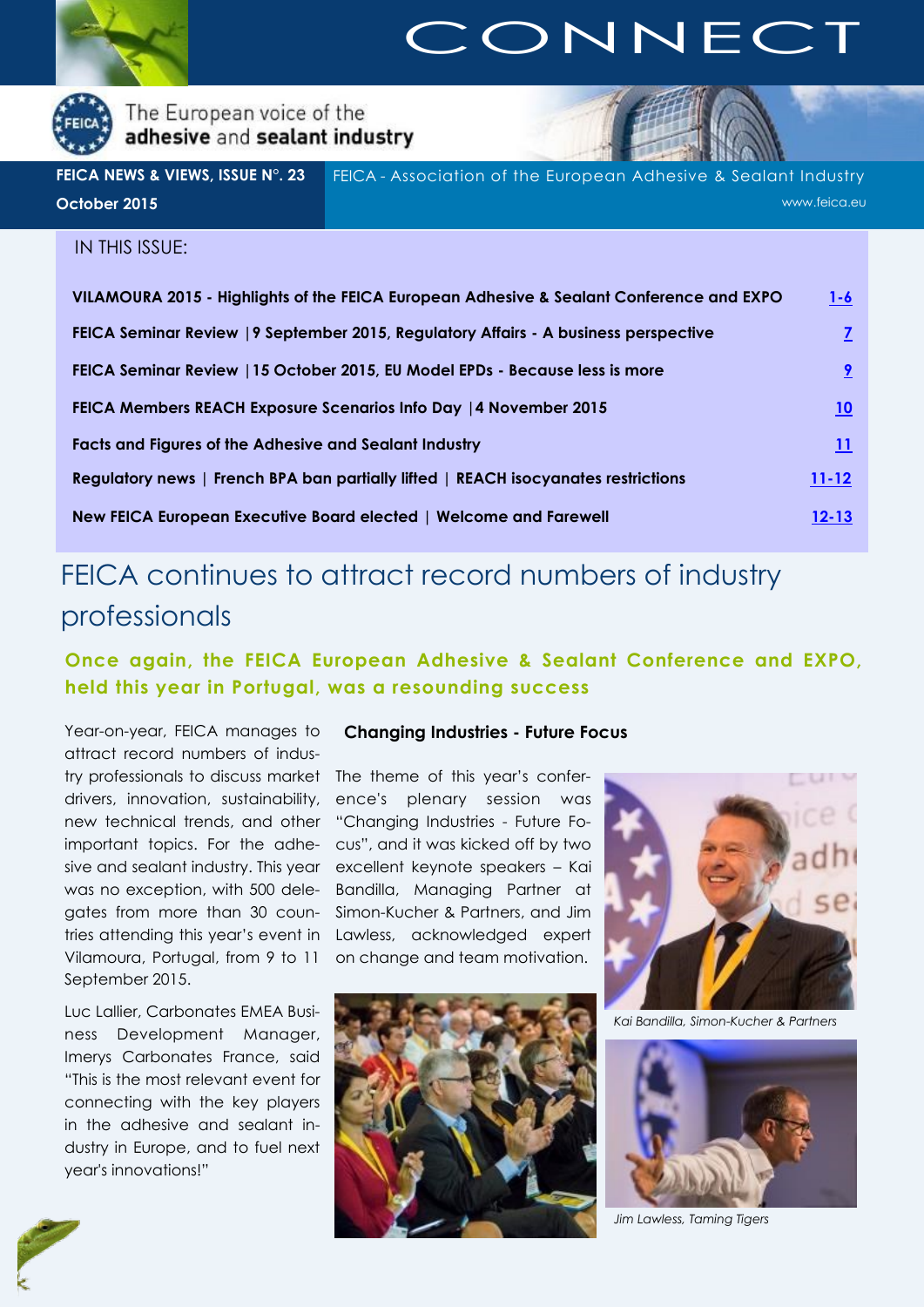# CONNECT

The European voice of the **adhesive** and **sealant industry**

**FEICA NEWS & VIEWS, ISSUE N°. 23**
**October 2015**

FEICA - Association of the European Adhesive & Sealant Industry
www.feica.eu

IN THIS ISSUE:

| | |
|---|---|
| **VILAMOURA 2015 - Highlights of the FEICA European Adhesive & Sealant Conference and EXPO** | **1-6** |
| **FEICA Seminar Review \|9 September 2015, Regulatory Affairs - A business perspective** | **7** |
| **FEICA Seminar Review \|15 October 2015, EU Model EPDs - Because less is more** | **9** |
| **FEICA Members REACH Exposure Scenarios Info Day \|4 November 2015** | **10** |
| **Facts and Figures of the Adhesive and Sealant Industry** | **11** |
| **Regulatory news \| French BPA ban partially lifted \| REACH isocyanates restrictions** | **11-12** |
| **New FEICA European Executive Board elected \| Welcome and Farewell** | **12-13** |

# FEICA continues to attract record numbers of industry professionals

## Once again, the FEICA European Adhesive & Sealant Conference and EXPO, held this year in Portugal, was a resounding success

Year-on-year, FEICA manages to attract record numbers of industry professionals to discuss market drivers, innovation, sustainability, new technical trends, and other important topics. For the adhesive and sealant industry. This year was no exception, with 500 delegates from more than 30 countries attending this year's event in Vilamoura, Portugal, from 9 to 11 September 2015.

Luc Lallier, Carbonates EMEA Business Development Manager, Imerys Carbonates France, said "This is the most relevant event for connecting with the key players in the adhesive and sealant industry in Europe, and to fuel next year's innovations!"

### Changing Industries - Future Focus

The theme of this year's conference's plenary session was "Changing Industries - Future Focus", and it was kicked off by two excellent keynote speakers – Kai Bandilla, Managing Partner at Simon-Kucher & Partners, and Jim Lawless, acknowledged expert on change and team motivation.

*Kai Bandilla, Simon-Kucher & Partners*

*Jim Lawless, Taming Tigers*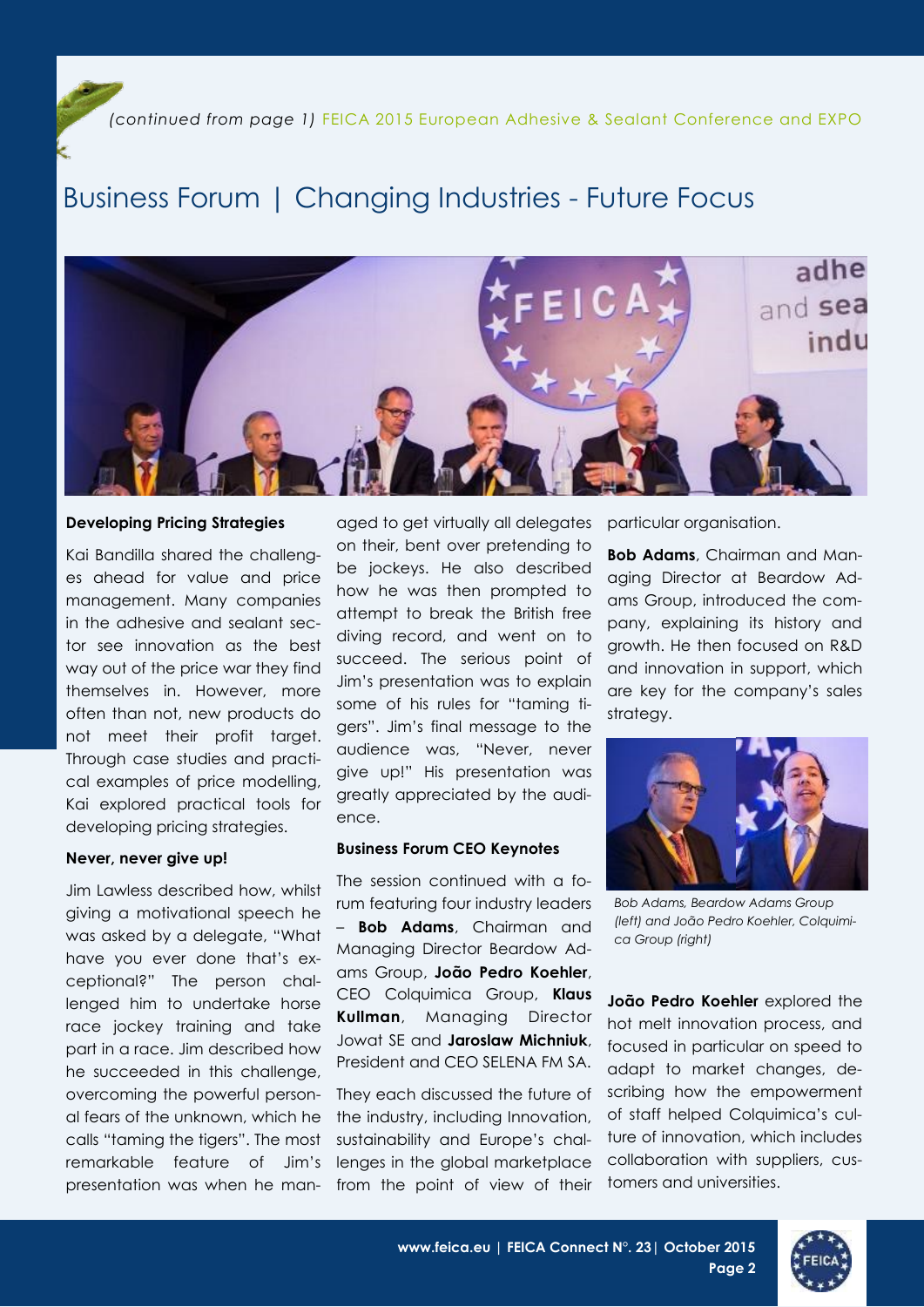*(continued from page 1)* FEICA 2015 European Adhesive & Sealant Conference and EXPO

# Business Forum | Changing Industries - Future Focus

### Developing Pricing Strategies

Kai Bandilla shared the challenges ahead for value and price management. Many companies in the adhesive and sealant sector see innovation as the best way out of the price war they find themselves in. However, more often than not, new products do not meet their profit target. Through case studies and practical examples of price modelling, Kai explored practical tools for developing pricing strategies.

### Never, never give up!

Jim Lawless described how, whilst giving a motivational speech he was asked by a delegate, "What have you ever done that's exceptional?" The person challenged him to undertake horse race jockey training and take part in a race. Jim described how he succeeded in this challenge, overcoming the powerful personal fears of the unknown, which he calls "taming the tigers". The most remarkable feature of Jim's presentation was when he managed to get virtually all delegates on their, bent over pretending to be jockeys. He also described how he was then prompted to attempt to break the British free diving record, and went on to succeed. The serious point of Jim's presentation was to explain some of his rules for "taming tigers". Jim's final message to the audience was, "Never, never give up!" His presentation was greatly appreciated by the audience.

### Business Forum CEO Keynotes

The session continued with a forum featuring four industry leaders – **Bob Adams**, Chairman and Managing Director Beardow Adams Group, **João Pedro Koehler**, CEO Colquimica Group, **Klaus Kullman**, Managing Director Jowat SE and **Jaroslaw Michniuk**, President and CEO SELENA FM SA.

They each discussed the future of the industry, including Innovation, sustainability and Europe's challenges in the global marketplace from the point of view of their particular organisation.

**Bob Adams**, Chairman and Managing Director at Beardow Adams Group, introduced the company, explaining its history and growth. He then focused on R&D and innovation in support, which are key for the company's sales strategy.

*Bob Adams, Beardow Adams Group (left) and João Pedro Koehler, Colquimica Group (right)*

**João Pedro Koehler** explored the hot melt innovation process, and focused in particular on speed to adapt to market changes, describing how the empowerment of staff helped Colquimica's culture of innovation, which includes collaboration with suppliers, customers and universities.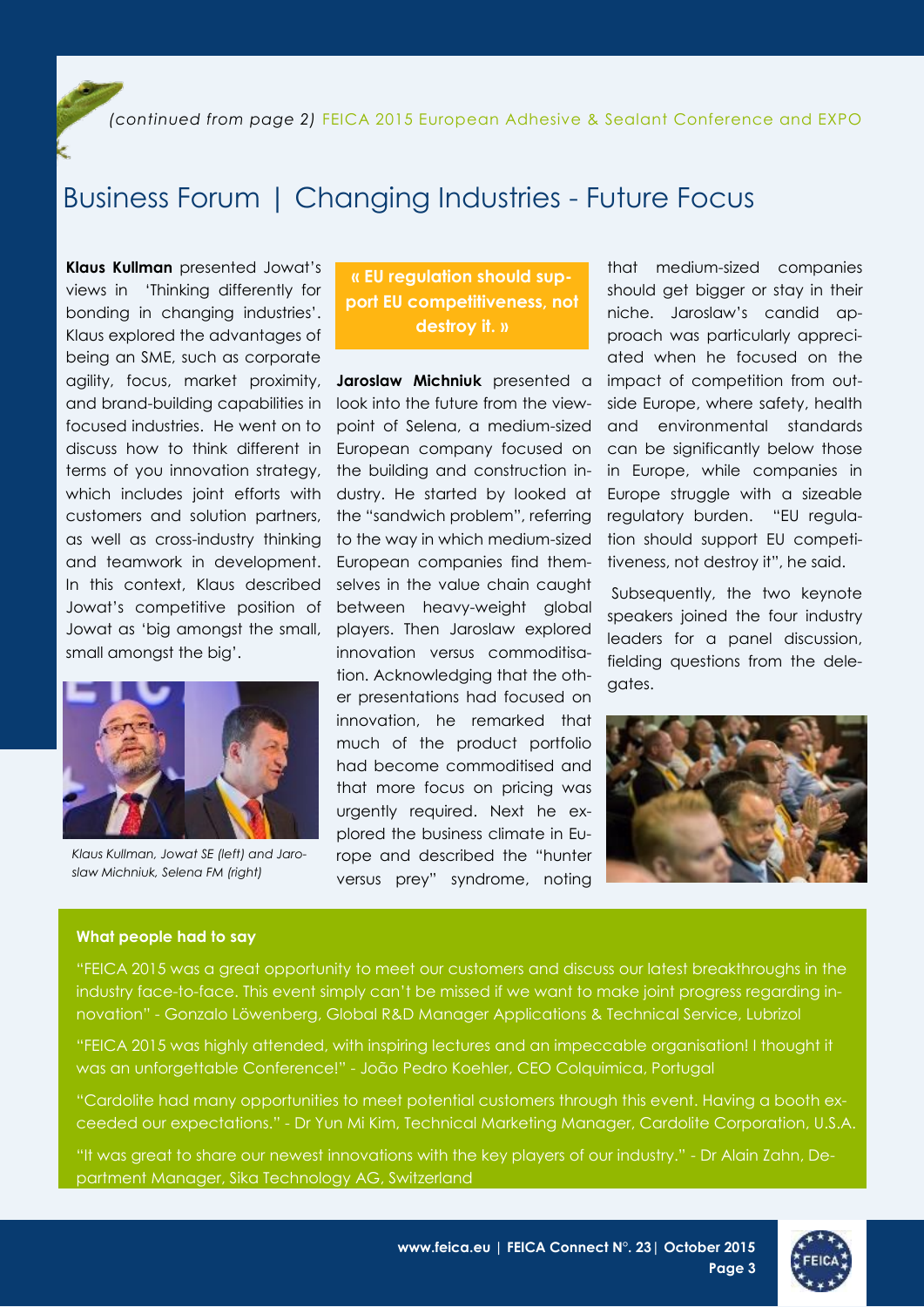*(continued from page 2)* FEICA 2015 European Adhesive & Sealant Conference and EXPO

# Business Forum | Changing Industries - Future Focus

**Klaus Kullman** presented Jowat's views in 'Thinking differently for bonding in changing industries'. Klaus explored the advantages of being an SME, such as corporate agility, focus, market proximity, and brand-building capabilities in focused industries. He went on to discuss how to think different in terms of you innovation strategy, which includes joint efforts with customers and solution partners, as well as cross-industry thinking and teamwork in development. In this context, Klaus described Jowat's competitive position of Jowat as 'big amongst the small, small amongst the big'.

*Klaus Kullman, Jowat SE (left) and Jaroslaw Michniuk, Selena FM (right)*

**« EU regulation should support EU competitiveness, not destroy it. »**

**Jaroslaw Michniuk** presented a look into the future from the viewpoint of Selena, a medium-sized European company focused on the building and construction industry. He started by looked at the "sandwich problem", referring to the way in which medium-sized European companies find themselves in the value chain caught between heavy-weight global players. Then Jaroslaw explored innovation versus commoditisation. Acknowledging that the other presentations had focused on innovation, he remarked that much of the product portfolio had become commoditised and that more focus on pricing was urgently required. Next he explored the business climate in Europe and described the "hunter versus prey" syndrome, noting that medium-sized companies should get bigger or stay in their niche. Jaroslaw's candid approach was particularly appreciated when he focused on the impact of competition from outside Europe, where safety, health and environmental standards can be significantly below those in Europe, while companies in Europe struggle with a sizeable regulatory burden. "EU regulation should support EU competitiveness, not destroy it", he said.

Subsequently, the two keynote speakers joined the four industry leaders for a panel discussion, fielding questions from the delegates.

**What people had to say**

"FEICA 2015 was a great opportunity to meet our customers and discuss our latest breakthroughs in the industry face-to-face. This event simply can't be missed if we want to make joint progress regarding innovation" - Gonzalo Löwenberg, Global R&D Manager Applications & Technical Service, Lubrizol

"FEICA 2015 was highly attended, with inspiring lectures and an impeccable organisation! I thought it was an unforgettable Conference!" - João Pedro Koehler, CEO Colquimica, Portugal

"Cardolite had many opportunities to meet potential customers through this event. Having a booth exceeded our expectations." - Dr Yun Mi Kim, Technical Marketing Manager, Cardolite Corporation, U.S.A.

"It was great to share our newest innovations with the key players of our industry." - Dr Alain Zahn, Department Manager, Sika Technology AG, Switzerland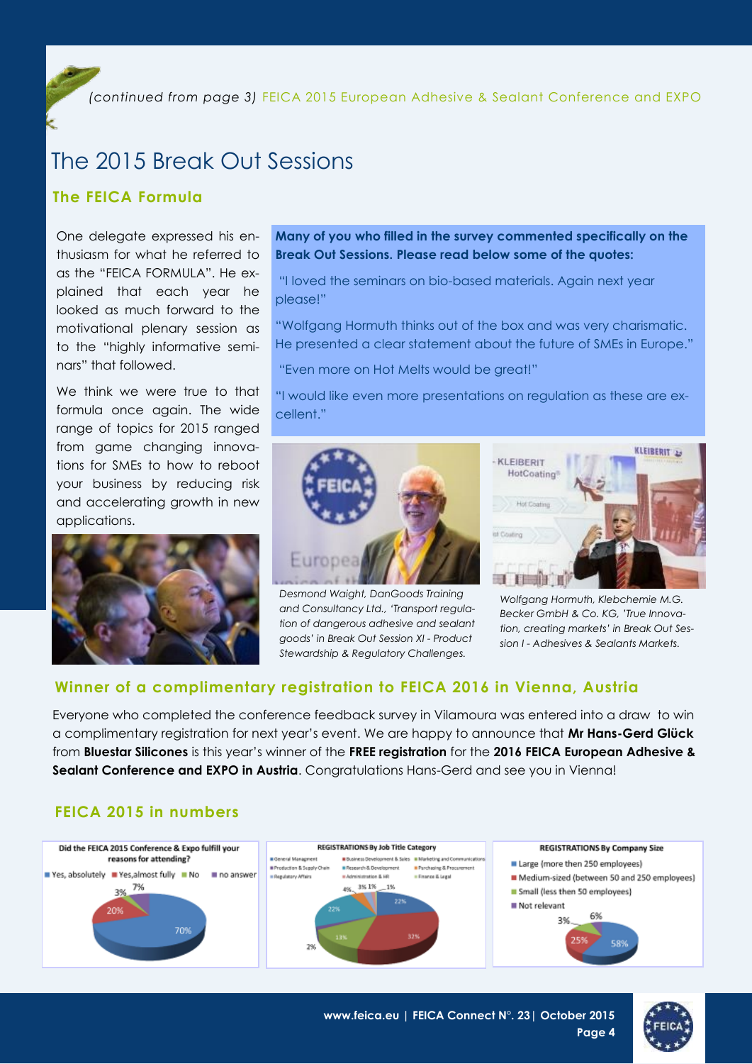*(continued from page 3)* FEICA 2015 European Adhesive & Sealant Conference and EXPO

# The 2015 Break Out Sessions

## The FEICA Formula

One delegate expressed his enthusiasm for what he referred to as the "FEICA FORMULA". He explained that each year he looked as much forward to the motivational plenary session as to the "highly informative seminars" that followed.

We think we were true to that formula once again. The wide range of topics for 2015 ranged from game changing innovations for SMEs to how to reboot your business by reducing risk and accelerating growth in new applications.

**Many of you who filled in the survey commented specifically on the Break Out Sessions. Please read below some of the quotes:**

"I loved the seminars on bio-based materials. Again next year please!"

"Wolfgang Hormuth thinks out of the box and was very charismatic. He presented a clear statement about the future of SMEs in Europe."

"Even more on Hot Melts would be great!"

"I would like even more presentations on regulation as these are excellent."

*Desmond Waight, DanGoods Training and Consultancy Ltd., 'Transport regulation of dangerous adhesive and sealant goods' in Break Out Session XI - Product Stewardship & Regulatory Challenges.*

*Wolfgang Hormuth, Klebchemie M.G. Becker GmbH & Co. KG, 'True Innovation, creating markets' in Break Out Session I - Adhesives & Sealants Markets.*

## Winner of a complimentary registration to FEICA 2016 in Vienna, Austria

Everyone who completed the conference feedback survey in Vilamoura was entered into a draw to win a complimentary registration for next year's event. We are happy to announce that **Mr Hans-Gerd Glück** from **Bluestar Silicones** is this year's winner of the **FREE registration** for the **2016 FEICA European Adhesive & Sealant Conference and EXPO in Austria**. Congratulations Hans-Gerd and see you in Vienna!

## FEICA 2015 in numbers

**Did the FEICA 2015 Conference & Expo fulfill your reasons for attending?**

| Answer | % |
|---|---|
| Yes, absolutely | 70% |
| Yes, almost fully | 20% |
| No | 3% |
| no answer | 7% |

**REGISTRATIONS By Job Title Category**

Categories: General Management; Business Development & Sales; Marketing and Communications; Production & Supply Chain; Research & Development; Purchasing & Procurement; Regulatory Affairs; Administration & HR; Finance & Legal

Values shown: 22%, 32%, 13%, 2%, 22%, 4%, 3%, 1%, 1%

**REGISTRATIONS By Company Size**

| Company size | % |
|---|---|
| Large (more then 250 employees) | 58% |
| Medium-sized (between 50 and 250 employees) | 25% |
| Small (less then 50 employees) | 6% |
| Not relevant | 3% |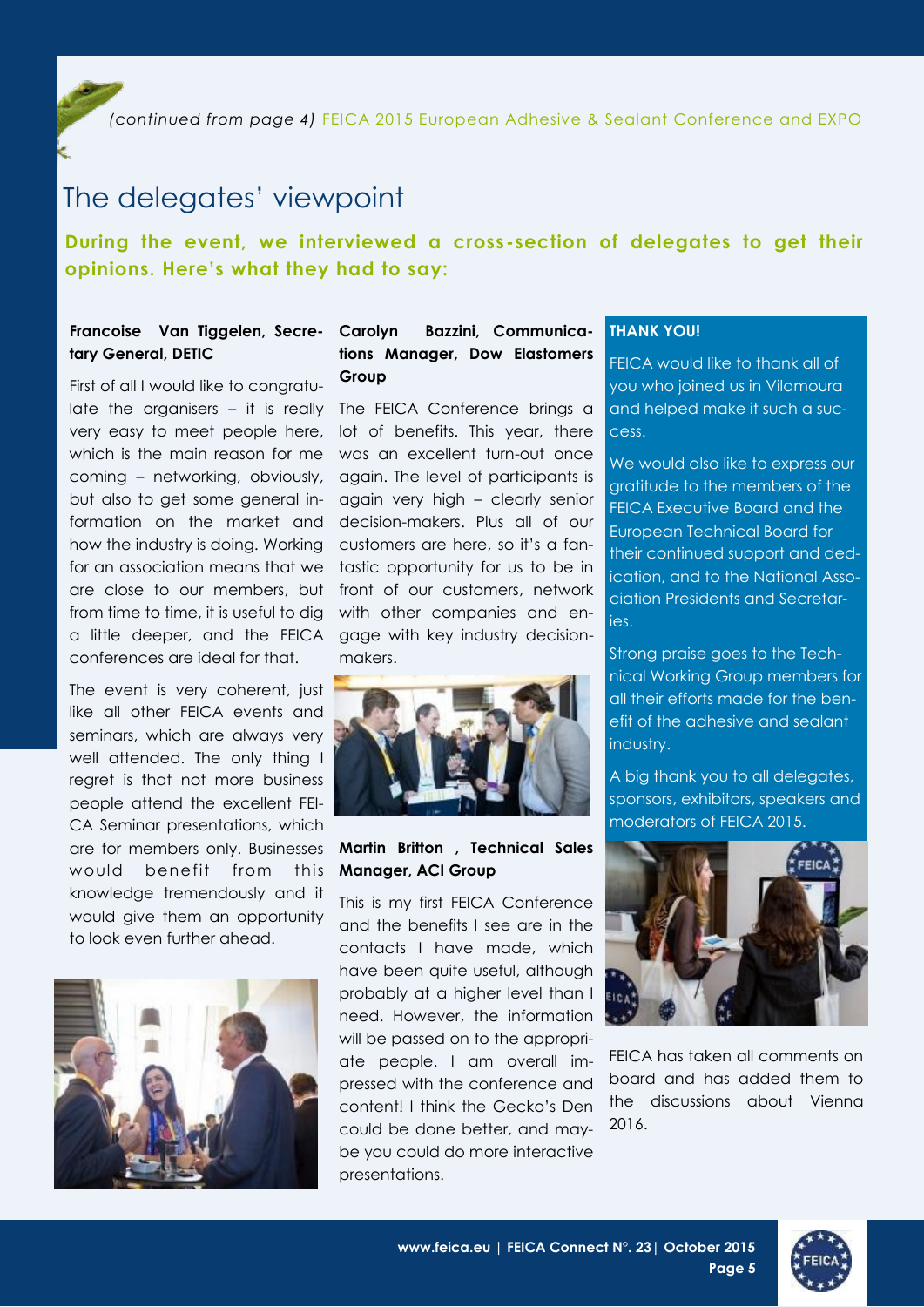*(continued from page 4)* FEICA 2015 European Adhesive & Sealant Conference and EXPO

# The delegates' viewpoint

**During the event, we interviewed a cross-section of delegates to get their opinions. Here's what they had to say:**

**Francoise Van Tiggelen, Secretary General, DETIC**

First of all I would like to congratulate the organisers – it is really very easy to meet people here, which is the main reason for me coming – networking, obviously, but also to get some general information on the market and how the industry is doing. Working for an association means that we are close to our members, but from time to time, it is useful to dig a little deeper, and the FEICA conferences are ideal for that.

The event is very coherent, just like all other FEICA events and seminars, which are always very well attended. The only thing I regret is that not more business people attend the excellent FEICA Seminar presentations, which are for members only. Businesses would benefit from this knowledge tremendously and it would give them an opportunity to look even further ahead.

**Carolyn Bazzini, Communications Manager, Dow Elastomers Group**

The FEICA Conference brings a lot of benefits. This year, there was an excellent turn-out once again. The level of participants is again very high – clearly senior decision-makers. Plus all of our customers are here, so it's a fantastic opportunity for us to be in front of our customers, network with other companies and engage with key industry decision-makers.

**Martin Britton , Technical Sales Manager, ACI Group**

This is my first FEICA Conference and the benefits I see are in the contacts I have made, which have been quite useful, although probably at a higher level than I need. However, the information will be passed on to the appropriate people. I am overall impressed with the conference and content! I think the Gecko's Den could be done better, and maybe you could do more interactive presentations.

**THANK YOU!**

FEICA would like to thank all of you who joined us in Vilamoura and helped make it such a success.

We would also like to express our gratitude to the members of the FEICA Executive Board and the European Technical Board for their continued support and dedication, and to the National Association Presidents and Secretaries.

Strong praise goes to the Technical Working Group members for all their efforts made for the benefit of the adhesive and sealant industry.

A big thank you to all delegates, sponsors, exhibitors, speakers and moderators of FEICA 2015.

FEICA has taken all comments on board and has added them to the discussions about Vienna 2016.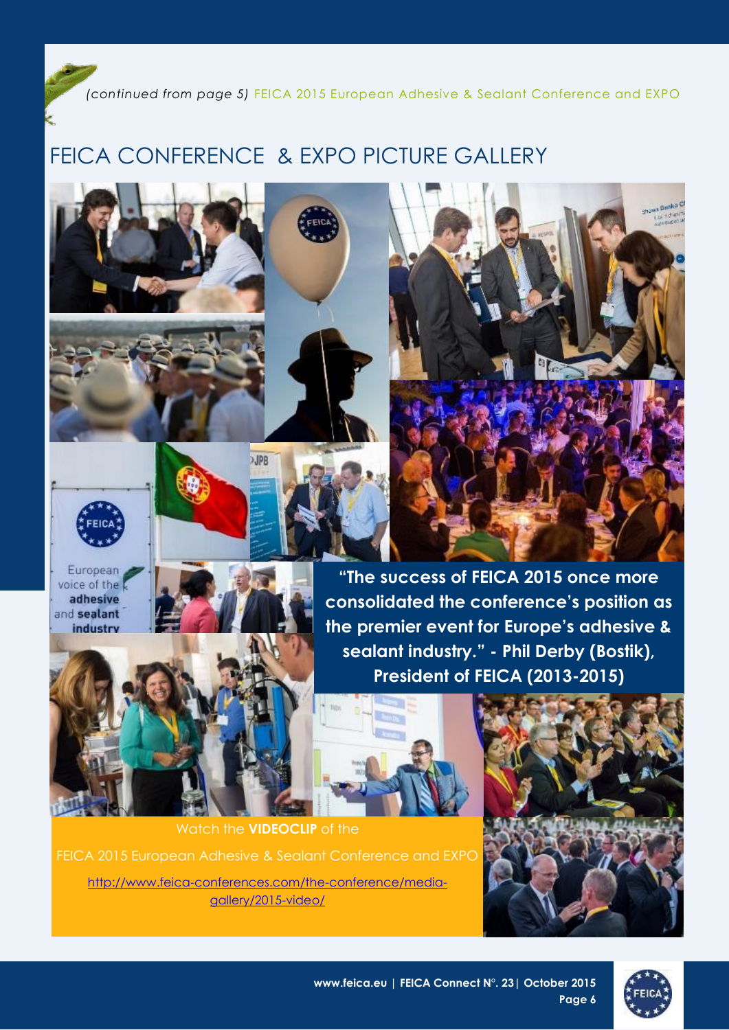*(continued from page 5)* FEICA 2015 European Adhesive & Sealant Conference and EXPO

# FEICA CONFERENCE & EXPO PICTURE GALLERY

**"The success of FEICA 2015 once more consolidated the conference's position as the premier event for Europe's adhesive & sealant industry." - Phil Derby (Bostik), President of FEICA (2013-2015)**

Watch the **VIDEOCLIP** of the

FEICA 2015 European Adhesive & Sealant Conference and EXPO

http://www.feica-conferences.com/the-conference/media-gallery/2015-video/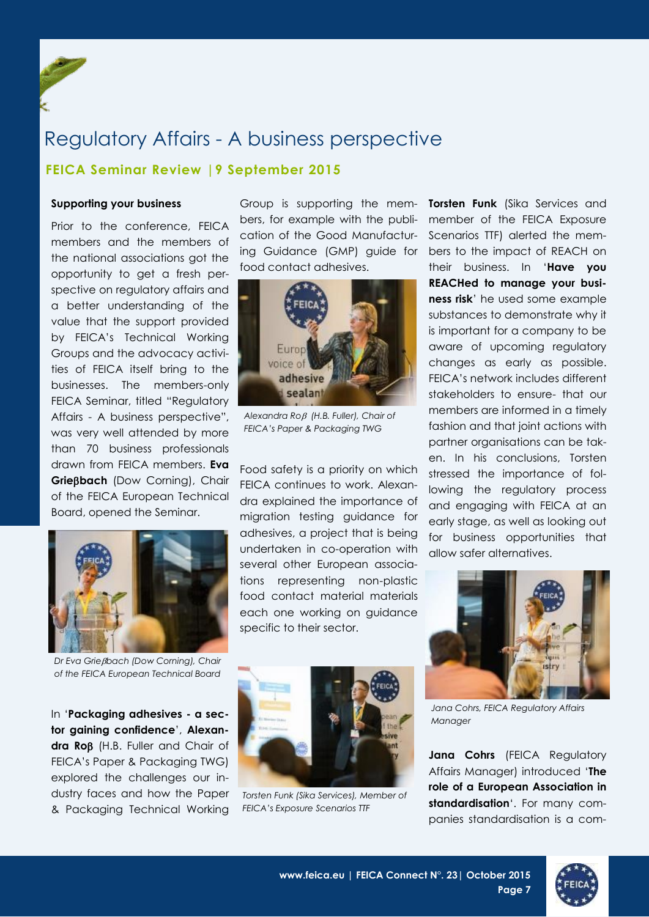# Regulatory Affairs - A business perspective

## FEICA Seminar Review | 9 September 2015

**Supporting your business**

Prior to the conference, FEICA members and the members of the national associations got the opportunity to get a fresh perspective on regulatory affairs and a better understanding of the value that the support provided by FEICA's Technical Working Groups and the advocacy activities of FEICA itself bring to the businesses. The members-only FEICA Seminar, titled "Regulatory Affairs - A business perspective", was very well attended by more than 70 business professionals drawn from FEICA members. **Eva Grieβbach** (Dow Corning), Chair of the FEICA European Technical Board, opened the Seminar.

*Dr Eva Grieβbach (Dow Corning), Chair of the FEICA European Technical Board*

In '**Packaging adhesives - a sector gaining confidence**', **Alexandra Roβ** (H.B. Fuller and Chair of FEICA's Paper & Packaging TWG) explored the challenges our industry faces and how the Paper & Packaging Technical Working Group is supporting the members, for example with the publication of the Good Manufacturing Guidance (GMP) guide for food contact adhesives.

*Alexandra Roβ (H.B. Fuller), Chair of FEICA's Paper & Packaging TWG*

Food safety is a priority on which FEICA continues to work. Alexandra explained the importance of migration testing guidance for adhesives, a project that is being undertaken in co-operation with several other European associations representing non-plastic food contact material materials each one working on guidance specific to their sector.

*Torsten Funk (Sika Services), Member of FEICA's Exposure Scenarios TTF*

**Torsten Funk** (Sika Services and member of the FEICA Exposure Scenarios TTF) alerted the members to the impact of REACH on their business. In '**Have you REACHed to manage your business risk**' he used some example substances to demonstrate why it is important for a company to be aware of upcoming regulatory changes as early as possible. FEICA's network includes different stakeholders to ensure- that our members are informed in a timely fashion and that joint actions with partner organisations can be taken. In his conclusions, Torsten stressed the importance of following the regulatory process and engaging with FEICA at an early stage, as well as looking out for business opportunities that allow safer alternatives.

*Jana Cohrs, FEICA Regulatory Affairs Manager*

**Jana Cohrs** (FEICA Regulatory Affairs Manager) introduced '**The role of a European Association in standardisation**'. For many companies standardisation is a com-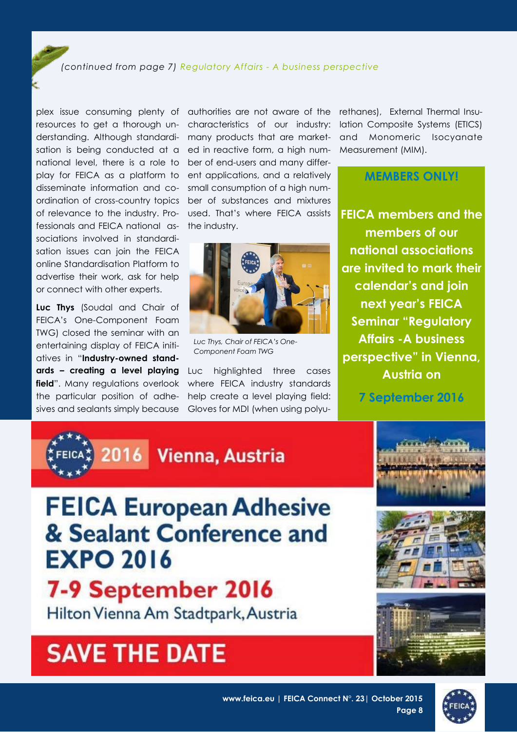*(continued from page 7) Regulatory Affairs - A business perspective*

plex issue consuming plenty of resources to get a thorough understanding. Although standardisation is being conducted at a national level, there is a role to play for FEICA as a platform to disseminate information and coordination of cross-country topics of relevance to the industry. Professionals and FEICA national associations involved in standardisation issues can join the FEICA online Standardisation Platform to advertise their work, ask for help or connect with other experts.

**Luc Thys** (Soudal and Chair of FEICA's One-Component Foam TWG) closed the seminar with an entertaining display of FEICA initiatives in "**Industry-owned standards – creating a level playing field**". Many regulations overlook the particular position of adhesives and sealants simply because authorities are not aware of the characteristics of our industry: many products that are marketed in reactive form, a high number of end-users and many different applications, and a relatively small consumption of a high number of substances and mixtures used. That's where FEICA assists the industry.

*Luc Thys, Chair of FEICA's One-Component Foam TWG*

Luc highlighted three cases where FEICA industry standards help create a level playing field: Gloves for MDI (when using polyurethanes), External Thermal Insulation Composite Systems (ETICS) and Monomeric Isocyanate Measurement (MIM).

## MEMBERS ONLY!

**FEICA members and the members of our national associations are invited to mark their calendar's and join next year's FEICA Seminar "Regulatory Affairs -A business perspective" in Vienna, Austria on**

**7 September 2016**

FEICA 2016 Vienna, Austria

# FEICA European Adhesive & Sealant Conference and EXPO 2016

## 7-9 September 2016

Hilton Vienna Am Stadtpark, Austria

## SAVE THE DATE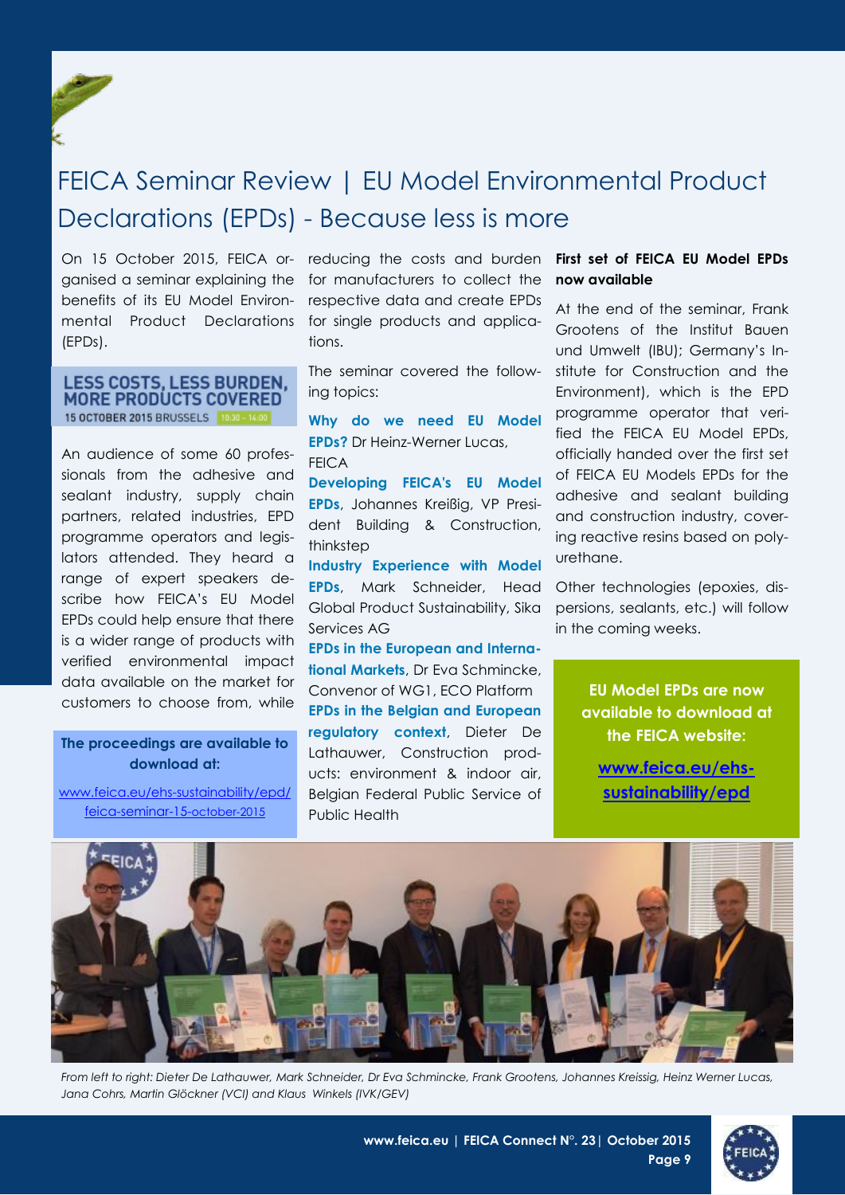# FEICA Seminar Review | EU Model Environmental Product Declarations (EPDs) - Because less is more

On 15 October 2015, FEICA organised a seminar explaining the benefits of its EU Model Environmental Product Declarations (EPDs).

LESS COSTS, LESS BURDEN, MORE PRODUCTS COVERED
15 OCTOBER 2015 BRUSSELS 10:30 – 14:00

An audience of some 60 professionals from the adhesive and sealant industry, supply chain partners, related industries, EPD programme operators and legislators attended. They heard a range of expert speakers describe how FEICA's EU Model EPDs could help ensure that there is a wider range of products with verified environmental impact data available on the market for customers to choose from, while reducing the costs and burden for manufacturers to collect the respective data and create EPDs for single products and applications.

**The proceedings are available to download at:**

www.feica.eu/ehs-sustainability/epd/feica-seminar-15-october-2015

The seminar covered the following topics:

**Why do we need EU Model EPDs?** Dr Heinz-Werner Lucas, FEICA

**Developing FEICA's EU Model EPDs**, Johannes Kreißig, VP President Building & Construction, thinkstep

**Industry Experience with Model EPDs**, Mark Schneider, Head Global Product Sustainability, Sika Services AG

**EPDs in the European and International Markets**, Dr Eva Schmincke, Convenor of WG1, ECO Platform

**EPDs in the Belgian and European regulatory context**, Dieter De Lathauwer, Construction products: environment & indoor air, Belgian Federal Public Service of Public Health

**First set of FEICA EU Model EPDs now available**

At the end of the seminar, Frank Grootens of the Institut Bauen und Umwelt (IBU); Germany's Institute for Construction and the Environment), which is the EPD programme operator that verified the FEICA EU Model EPDs, officially handed over the first set of FEICA EU Models EPDs for the adhesive and sealant building and construction industry, covering reactive resins based on polyurethane.

Other technologies (epoxies, dispersions, sealants, etc.) will follow in the coming weeks.

**EU Model EPDs are now available to download at the FEICA website:**

**www.feica.eu/ehs-sustainability/epd**

*From left to right: Dieter De Lathauwer, Mark Schneider, Dr Eva Schmincke, Frank Grootens, Johannes Kreissig, Heinz Werner Lucas, Jana Cohrs, Martin Glöckner (VCI) and Klaus Winkels (IVK/GEV)*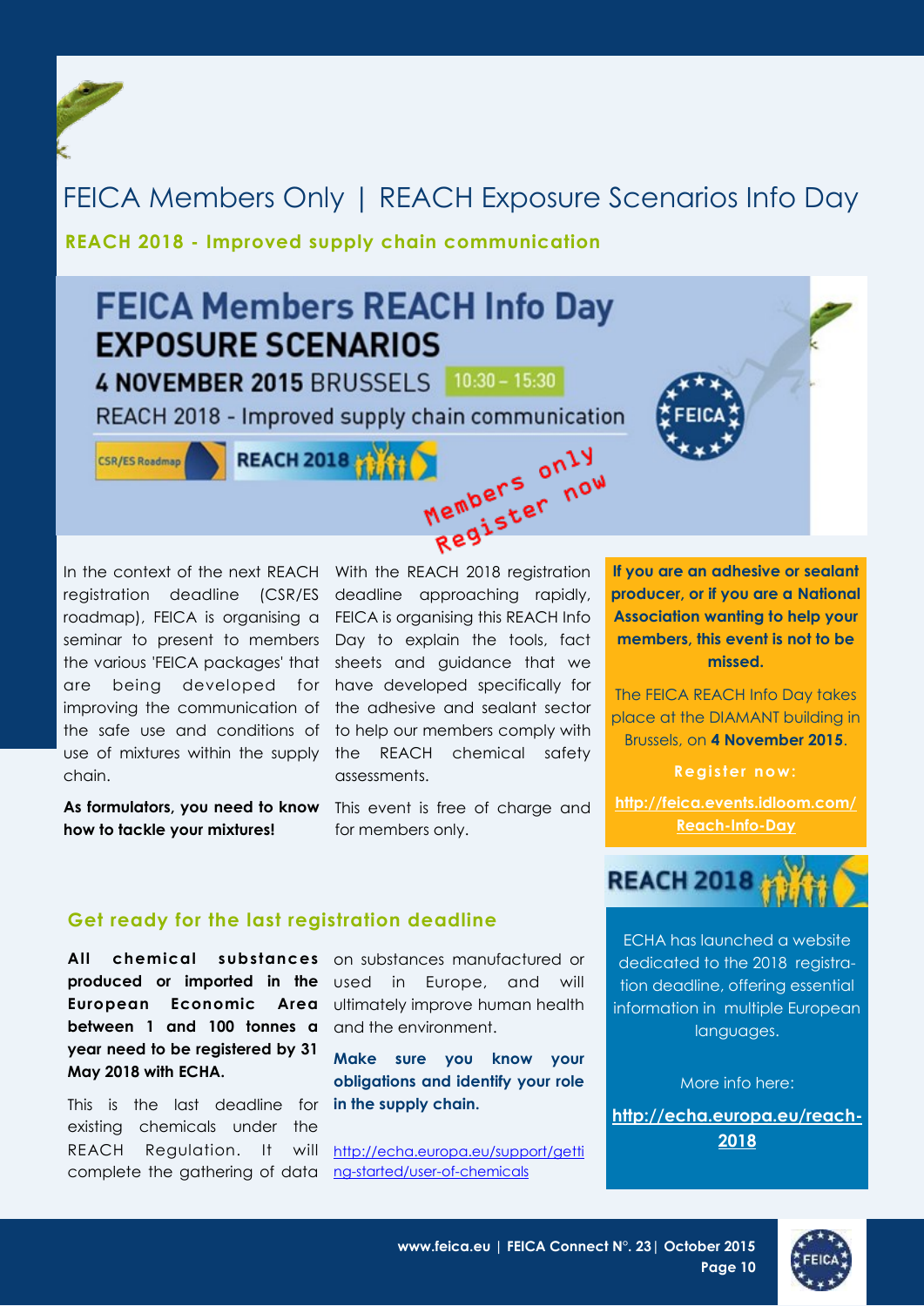# FEICA Members Only | REACH Exposure Scenarios Info Day

**REACH 2018 - Improved supply chain communication**

**FEICA Members REACH Info Day**
**EXPOSURE SCENARIOS**
**4 NOVEMBER 2015** BRUSSELS 10:30 – 15:30
REACH 2018 - Improved supply chain communication

CSR/ES Roadmap | REACH 2018

Members only
Register now

In the context of the next REACH registration deadline (CSR/ES roadmap), FEICA is organising a seminar to present to members the various 'FEICA packages' that are being developed for improving the communication of the safe use and conditions of use of mixtures within the supply chain.

**As formulators, you need to know how to tackle your mixtures!**

With the REACH 2018 registration deadline approaching rapidly, FEICA is organising this REACH Info Day to explain the tools, fact sheets and guidance that we have developed specifically for the adhesive and sealant sector to help our members comply with the REACH chemical safety assessments.

This event is free of charge and for members only.

**If you are an adhesive or sealant producer, or if you are a National Association wanting to help your members, this event is not to be missed.**

The FEICA REACH Info Day takes place at the DIAMANT building in Brussels, on **4 November 2015**.

**Register now:**

**http://feica.events.idloom.com/Reach-Info-Day**

## Get ready for the last registration deadline

**All chemical substances produced or imported in the European Economic Area between 1 and 100 tonnes a year need to be registered by 31 May 2018 with ECHA.**

This is the last deadline for existing chemicals under the REACH Regulation. It will complete the gathering of data on substances manufactured or used in Europe, and will ultimately improve human health and the environment.

**Make sure you know your obligations and identify your role in the supply chain.**

http://echa.europa.eu/support/getting-started/user-of-chemicals

**REACH 2018**

ECHA has launched a website dedicated to the 2018 registration deadline, offering essential information in multiple European languages.

More info here:

**http://echa.europa.eu/reach-2018**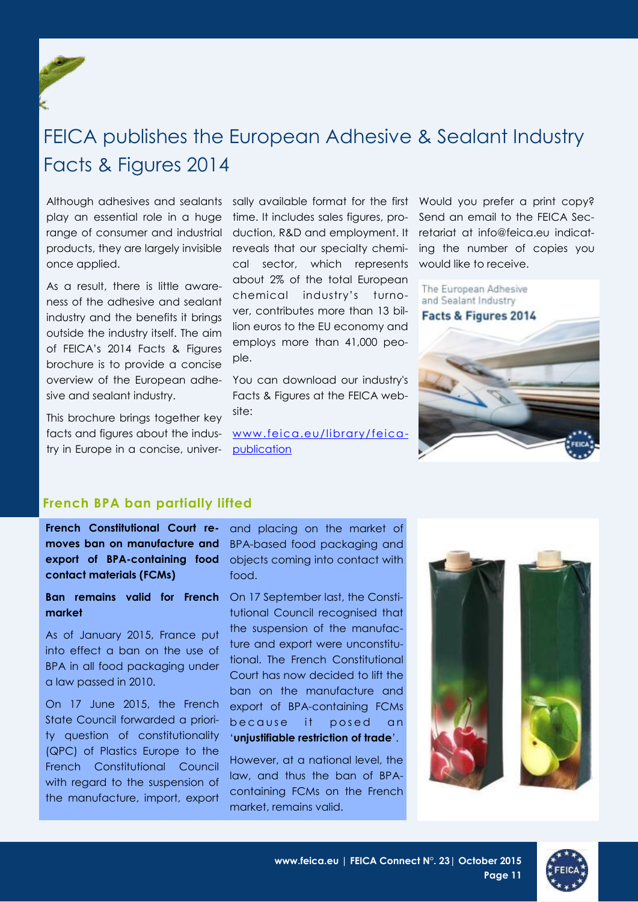# FEICA publishes the European Adhesive & Sealant Industry Facts & Figures 2014

Although adhesives and sealants play an essential role in a huge range of consumer and industrial products, they are largely invisible once applied.

As a result, there is little awareness of the adhesive and sealant industry and the benefits it brings outside the industry itself. The aim of FEICA's 2014 Facts & Figures brochure is to provide a concise overview of the European adhesive and sealant industry.

This brochure brings together key facts and figures about the industry in Europe in a concise, universally available format for the first time. It includes sales figures, production, R&D and employment. It reveals that our specialty chemical sector, which represents about 2% of the total European chemical industry's turnover, contributes more than 13 billion euros to the EU economy and employs more than 41,000 people.

You can download our industry's Facts & Figures at the FEICA website:

[www.feica.eu/library/feica-publication](www.feica.eu/library/feica-publication)

Would you prefer a print copy? Send an email to the FEICA Secretariat at info@feica.eu indicating the number of copies you would like to receive.

## French BPA ban partially lifted

**French Constitutional Court removes ban on manufacture and export of BPA-containing food contact materials (FCMs)**

**Ban remains valid for French market**

As of January 2015, France put into effect a ban on the use of BPA in all food packaging under a law passed in 2010.

On 17 June 2015, the French State Council forwarded a priority question of constitutionality (QPC) of Plastics Europe to the French Constitutional Council with regard to the suspension of the manufacture, import, export and placing on the market of BPA-based food packaging and objects coming into contact with food.

On 17 September last, the Constitutional Council recognised that the suspension of the manufacture and export were unconstitutional. The French Constitutional Court has now decided to lift the ban on the manufacture and export of BPA-containing FCMs because it posed an '**unjustifiable restriction of trade**'.

However, at a national level, the law, and thus the ban of BPA-containing FCMs on the French market, remains valid.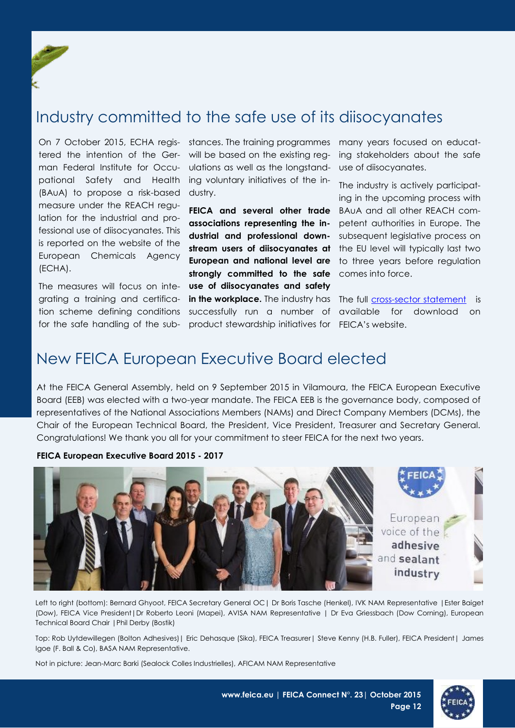## Industry committed to the safe use of its diisocyanates

On 7 October 2015, ECHA registered the intention of the German Federal Institute for Occupational Safety and Health (BAuA) to propose a risk-based measure under the REACH regulation for the industrial and professional use of diisocyanates. This is reported on the website of the European Chemicals Agency (ECHA).

The measures will focus on integrating a training and certification scheme defining conditions for the safe handling of the substances. The training programmes will be based on the existing regulations as well as the longstanding voluntary initiatives of the industry.

**FEICA and several other trade associations representing the industrial and professional downstream users of diisocyanates at European and national level are strongly committed to the safe use of diisocyanates and safety in the workplace.** The industry has successfully run a number of product stewardship initiatives for many years focused on educating stakeholders about the safe use of diisocyanates.

The industry is actively participating in the upcoming process with BAuA and all other REACH competent authorities in Europe. The subsequent legislative process on the EU level will typically last two to three years before regulation comes into force.

The full cross-sector statement is available for download on FEICA's website.

## New FEICA European Executive Board elected

At the FEICA General Assembly, held on 9 September 2015 in Vilamoura, the FEICA European Executive Board (EEB) was elected with a two-year mandate. The FEICA EEB is the governance body, composed of representatives of the National Associations Members (NAMs) and Direct Company Members (DCMs), the Chair of the European Technical Board, the President, Vice President, Treasurer and Secretary General. Congratulations! We thank you all for your commitment to steer FEICA for the next two years.

**FEICA European Executive Board 2015 - 2017**

Left to right (bottom): Bernard Ghyoot, FEICA Secretary General OC | Dr Boris Tasche (Henkel), IVK NAM Representative | Ester Baiget (Dow), FEICA Vice President | Dr Roberto Leoni (Mapei), AVISA NAM Representative | Dr Eva Griessbach (Dow Corning), European Technical Board Chair | Phil Derby (Bostik)

Top: Rob Uytdewillegen (Bolton Adhesives) | Eric Dehasque (Sika), FEICA Treasurer | Steve Kenny (H.B. Fuller), FEICA President | James Igoe (F. Ball & Co), BASA NAM Representative.

Not in picture: Jean-Marc Barki (Sealock Colles Industrielles), AFICAM NAM Representative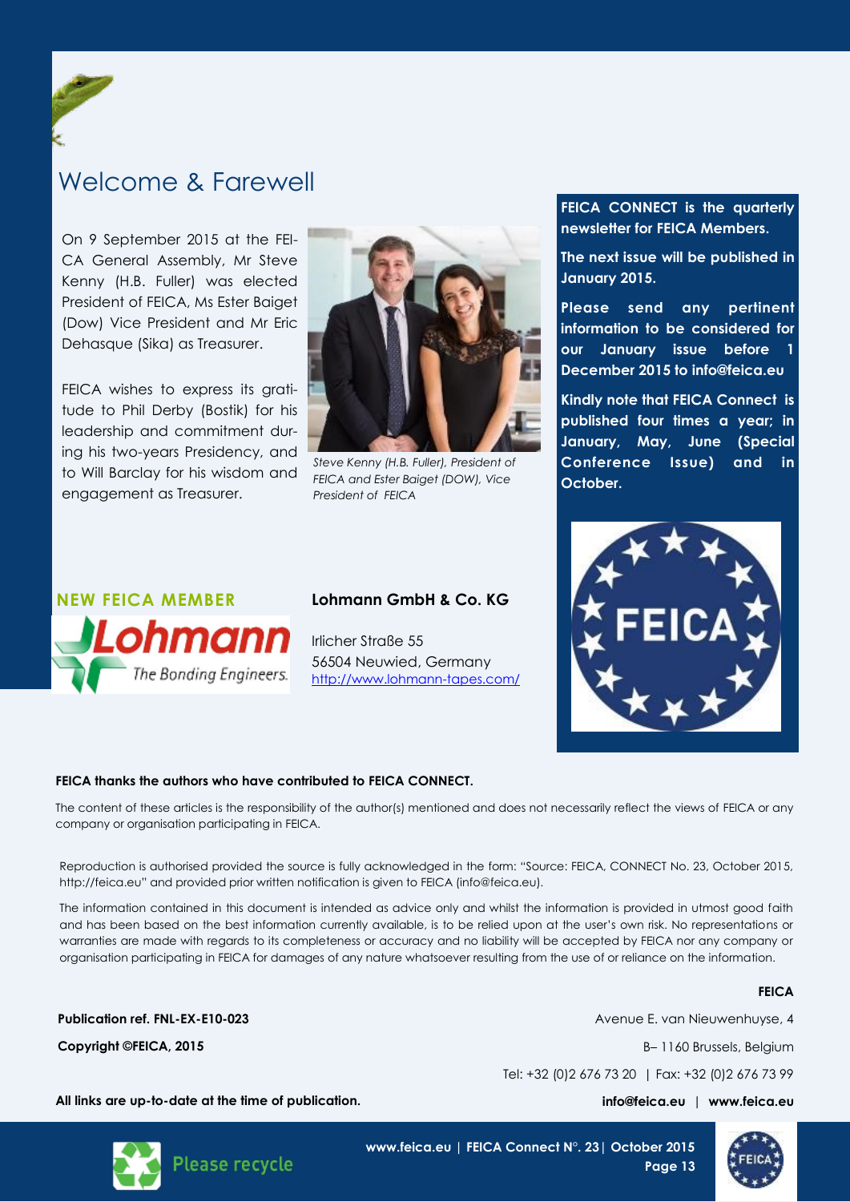# Welcome & Farewell

On 9 September 2015 at the FEICA General Assembly, Mr Steve Kenny (H.B. Fuller) was elected President of FEICA, Ms Ester Baiget (Dow) Vice President and Mr Eric Dehasque (Sika) as Treasurer.

FEICA wishes to express its gratitude to Phil Derby (Bostik) for his leadership and commitment during his two-years Presidency, and to Will Barclay for his wisdom and engagement as Treasurer.

*Steve Kenny (H.B. Fuller), President of FEICA and Ester Baiget (DOW), Vice President of FEICA*

**FEICA CONNECT is the quarterly newsletter for FEICA Members.**

**The next issue will be published in January 2015.**

**Please send any pertinent information to be considered for our January issue before 1 December 2015 to info@feica.eu**

**Kindly note that FEICA Connect is published four times a year; in January, May, June (Special Conference Issue) and in October.**

## NEW FEICA MEMBER

**Lohmann GmbH & Co. KG**

Irlicher Straße 55
56504 Neuwied, Germany
http://www.lohmann-tapes.com/

**FEICA thanks the authors who have contributed to FEICA CONNECT.**

The content of these articles is the responsibility of the author(s) mentioned and does not necessarily reflect the views of FEICA or any company or organisation participating in FEICA.

Reproduction is authorised provided the source is fully acknowledged in the form: "Source: FEICA, CONNECT No. 23, October 2015, http://feica.eu" and provided prior written notification is given to FEICA (info@feica.eu).

The information contained in this document is intended as advice only and whilst the information is provided in utmost good faith and has been based on the best information currently available, is to be relied upon at the user's own risk. No representations or warranties are made with regards to its completeness or accuracy and no liability will be accepted by FEICA nor any company or organisation participating in FEICA for damages of any nature whatsoever resulting from the use of or reliance on the information.

**Publication ref. FNL-EX-E10-023**

**Copyright ©FEICA, 2015**

**All links are up-to-date at the time of publication.**

**FEICA**

Avenue E. van Nieuwenhuyse, 4

B– 1160 Brussels, Belgium

Tel: +32 (0)2 676 73 20 | Fax: +32 (0)2 676 73 99

**info@feica.eu | www.feica.eu**

Please recycle